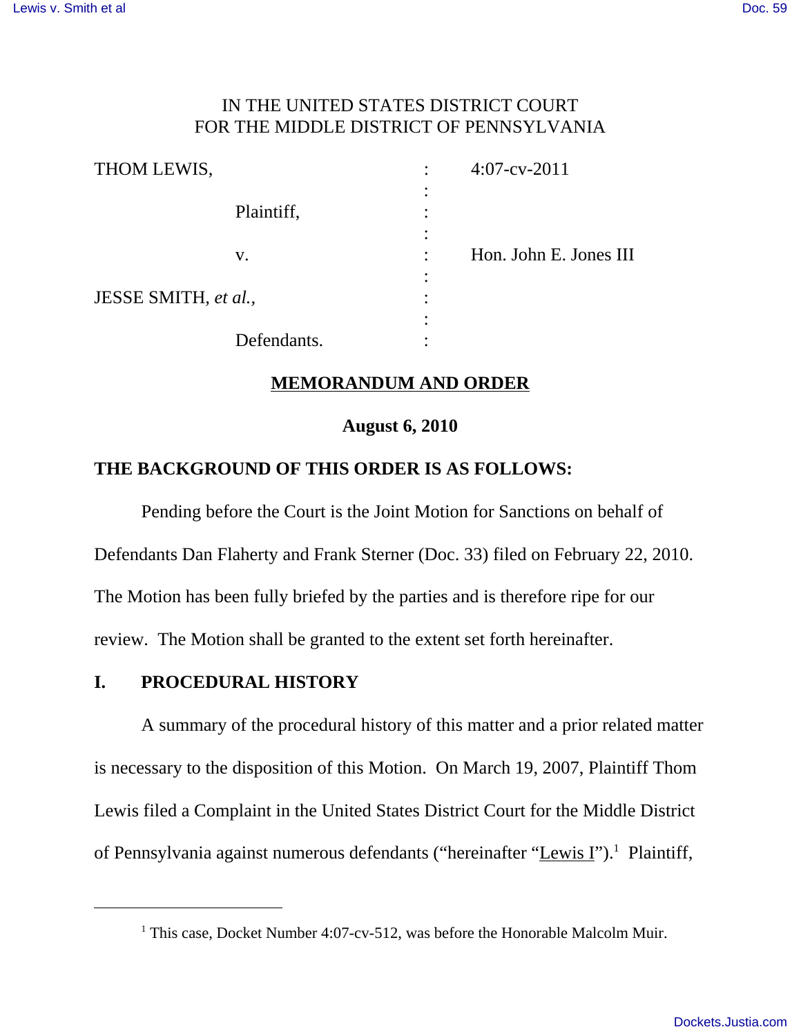IN THE UNITED STATES DISTRICT COURT
FOR THE MIDDLE DISTRICT OF PENNSYLVANIA

| | | |
|---|---|---|
| THOM LEWIS, | : | 4:07-cv-2011 |
| Plaintiff, | : | |
| v. | : | Hon. John E. Jones III |
| JESSE SMITH, *et al.*, | : | |
| Defendants. | : | |

**MEMORANDUM AND ORDER**

**August 6, 2010**

**THE BACKGROUND OF THIS ORDER IS AS FOLLOWS:**

Pending before the Court is the Joint Motion for Sanctions on behalf of Defendants Dan Flaherty and Frank Sterner (Doc. 33) filed on February 22, 2010. The Motion has been fully briefed by the parties and is therefore ripe for our review. The Motion shall be granted to the extent set forth hereinafter.

## I. PROCEDURAL HISTORY

A summary of the procedural history of this matter and a prior related matter is necessary to the disposition of this Motion. On March 19, 2007, Plaintiff Thom Lewis filed a Complaint in the United States District Court for the Middle District of Pennsylvania against numerous defendants ("hereinafter "Lewis I").[1] Plaintiff,

[1] This case, Docket Number 4:07-cv-512, was before the Honorable Malcolm Muir.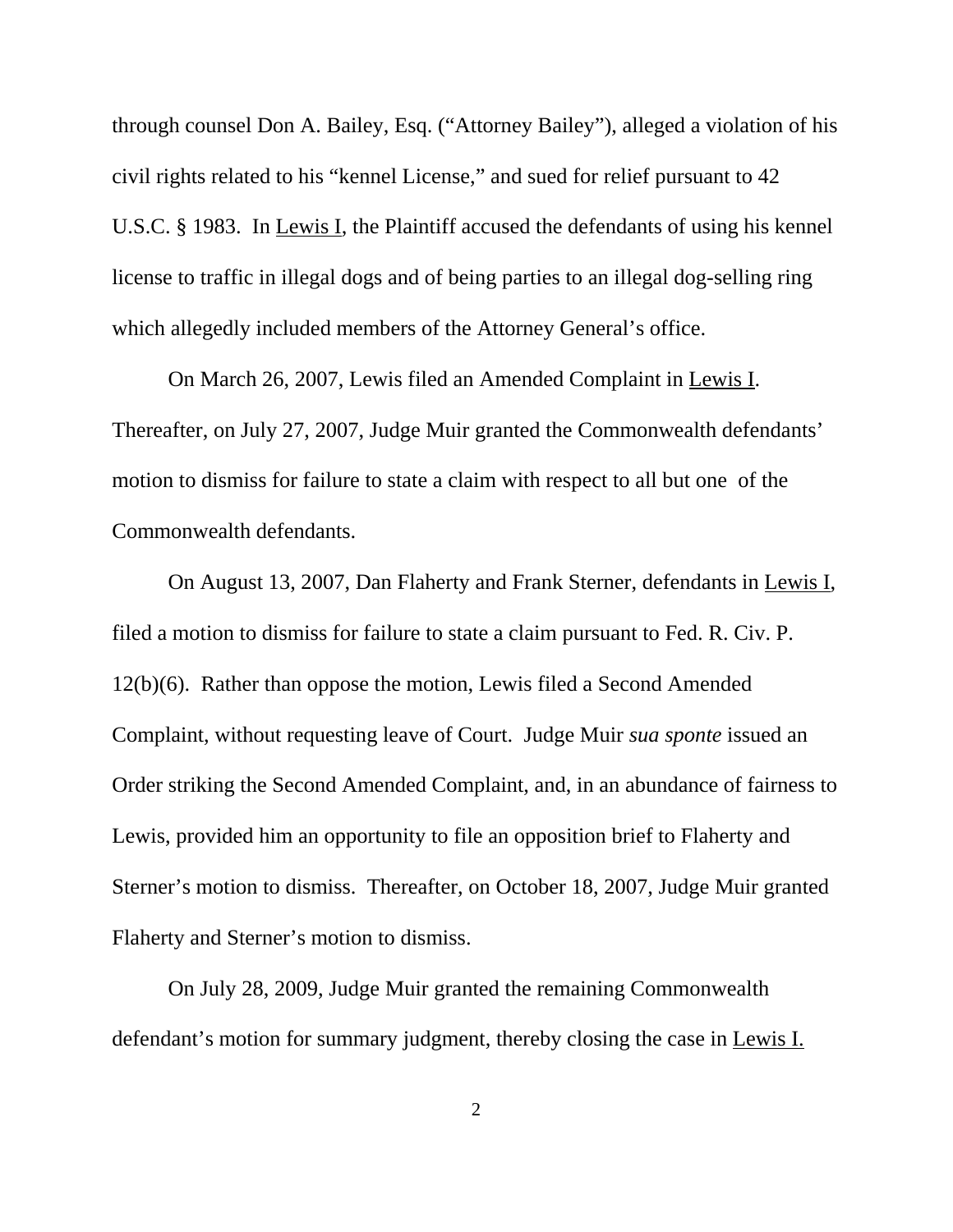through counsel Don A. Bailey, Esq. ("Attorney Bailey"), alleged a violation of his civil rights related to his "kennel License," and sued for relief pursuant to 42 U.S.C. § 1983. In Lewis I, the Plaintiff accused the defendants of using his kennel license to traffic in illegal dogs and of being parties to an illegal dog-selling ring which allegedly included members of the Attorney General's office.

On March 26, 2007, Lewis filed an Amended Complaint in Lewis I. Thereafter, on July 27, 2007, Judge Muir granted the Commonwealth defendants' motion to dismiss for failure to state a claim with respect to all but one of the Commonwealth defendants.

On August 13, 2007, Dan Flaherty and Frank Sterner, defendants in Lewis I, filed a motion to dismiss for failure to state a claim pursuant to Fed. R. Civ. P. 12(b)(6). Rather than oppose the motion, Lewis filed a Second Amended Complaint, without requesting leave of Court. Judge Muir *sua sponte* issued an Order striking the Second Amended Complaint, and, in an abundance of fairness to Lewis, provided him an opportunity to file an opposition brief to Flaherty and Sterner's motion to dismiss. Thereafter, on October 18, 2007, Judge Muir granted Flaherty and Sterner's motion to dismiss.

On July 28, 2009, Judge Muir granted the remaining Commonwealth defendant's motion for summary judgment, thereby closing the case in Lewis I.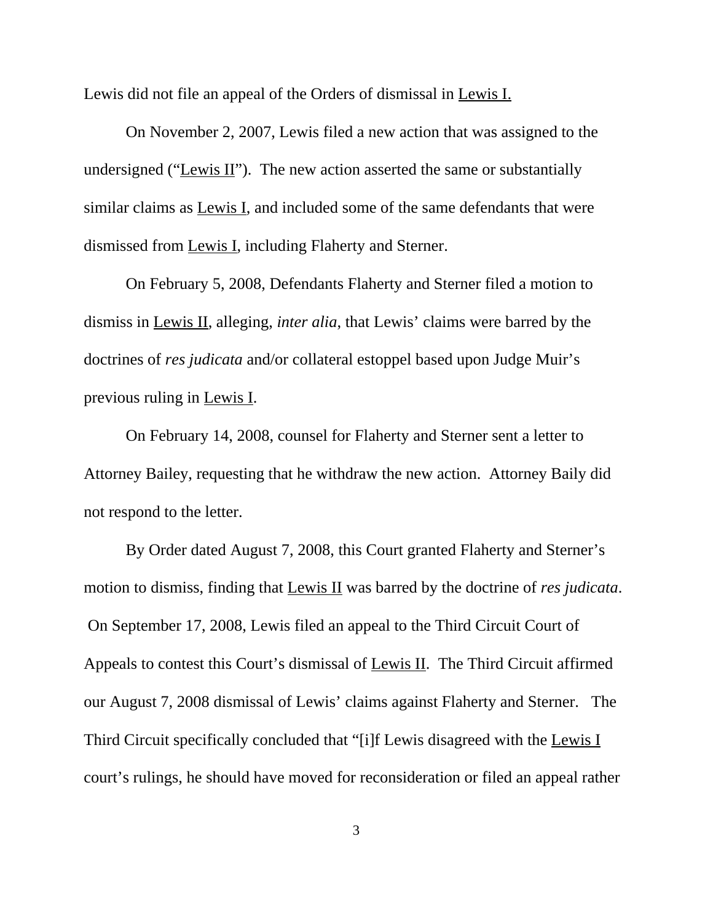Lewis did not file an appeal of the Orders of dismissal in Lewis I.

On November 2, 2007, Lewis filed a new action that was assigned to the undersigned ("Lewis II"). The new action asserted the same or substantially similar claims as Lewis I, and included some of the same defendants that were dismissed from Lewis I, including Flaherty and Sterner.

On February 5, 2008, Defendants Flaherty and Sterner filed a motion to dismiss in Lewis II, alleging, *inter alia*, that Lewis' claims were barred by the doctrines of *res judicata* and/or collateral estoppel based upon Judge Muir's previous ruling in Lewis I.

On February 14, 2008, counsel for Flaherty and Sterner sent a letter to Attorney Bailey, requesting that he withdraw the new action. Attorney Baily did not respond to the letter.

By Order dated August 7, 2008, this Court granted Flaherty and Sterner's motion to dismiss, finding that Lewis II was barred by the doctrine of *res judicata*. On September 17, 2008, Lewis filed an appeal to the Third Circuit Court of Appeals to contest this Court's dismissal of Lewis II. The Third Circuit affirmed our August 7, 2008 dismissal of Lewis' claims against Flaherty and Sterner. The Third Circuit specifically concluded that "[i]f Lewis disagreed with the Lewis I court's rulings, he should have moved for reconsideration or filed an appeal rather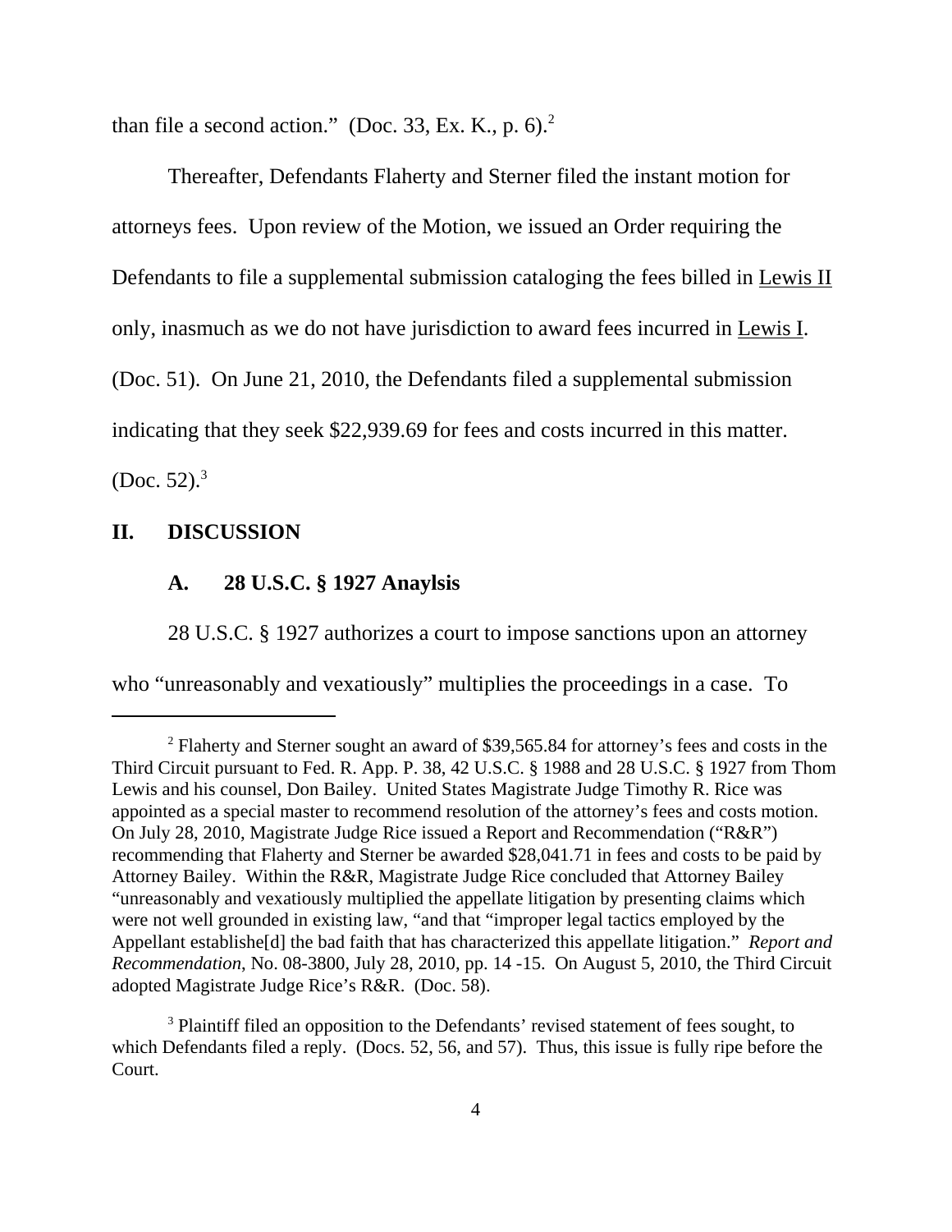than file a second action." (Doc. 33, Ex. K., p. 6).[2]

Thereafter, Defendants Flaherty and Sterner filed the instant motion for attorneys fees. Upon review of the Motion, we issued an Order requiring the Defendants to file a supplemental submission cataloging the fees billed in Lewis II only, inasmuch as we do not have jurisdiction to award fees incurred in Lewis I. (Doc. 51). On June 21, 2010, the Defendants filed a supplemental submission indicating that they seek $22,939.69 for fees and costs incurred in this matter. (Doc. 52).[3]

## II. DISCUSSION

### A. 28 U.S.C. § 1927 Anaylsis

28 U.S.C. § 1927 authorizes a court to impose sanctions upon an attorney who "unreasonably and vexatiously" multiplies the proceedings in a case. To

---

[2] Flaherty and Sterner sought an award of $39,565.84 for attorney's fees and costs in the Third Circuit pursuant to Fed. R. App. P. 38, 42 U.S.C. § 1988 and 28 U.S.C. § 1927 from Thom Lewis and his counsel, Don Bailey. United States Magistrate Judge Timothy R. Rice was appointed as a special master to recommend resolution of the attorney's fees and costs motion. On July 28, 2010, Magistrate Judge Rice issued a Report and Recommendation ("R&R") recommending that Flaherty and Sterner be awarded $28,041.71 in fees and costs to be paid by Attorney Bailey. Within the R&R, Magistrate Judge Rice concluded that Attorney Bailey "unreasonably and vexatiously multiplied the appellate litigation by presenting claims which were not well grounded in existing law, "and that "improper legal tactics employed by the Appellant establishe[d] the bad faith that has characterized this appellate litigation." *Report and Recommendation*, No. 08-3800, July 28, 2010, pp. 14 -15. On August 5, 2010, the Third Circuit adopted Magistrate Judge Rice's R&R. (Doc. 58).

[3] Plaintiff filed an opposition to the Defendants' revised statement of fees sought, to which Defendants filed a reply. (Docs. 52, 56, and 57). Thus, this issue is fully ripe before the Court.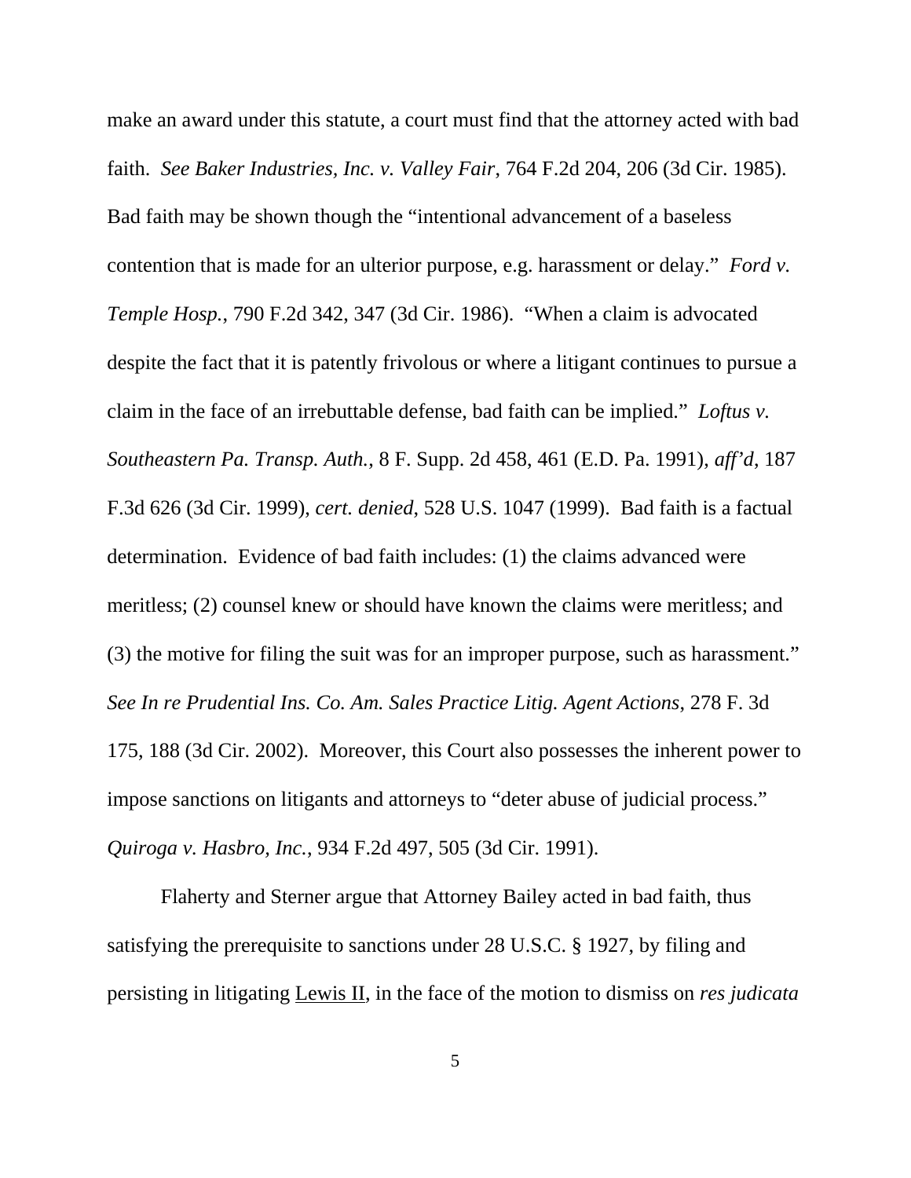make an award under this statute, a court must find that the attorney acted with bad faith. *See Baker Industries, Inc. v. Valley Fair*, 764 F.2d 204, 206 (3d Cir. 1985). Bad faith may be shown though the "intentional advancement of a baseless contention that is made for an ulterior purpose, e.g. harassment or delay." *Ford v. Temple Hosp.*, 790 F.2d 342, 347 (3d Cir. 1986). "When a claim is advocated despite the fact that it is patently frivolous or where a litigant continues to pursue a claim in the face of an irrebuttable defense, bad faith can be implied." *Loftus v. Southeastern Pa. Transp. Auth.*, 8 F. Supp. 2d 458, 461 (E.D. Pa. 1991), *aff'd*, 187 F.3d 626 (3d Cir. 1999), *cert. denied*, 528 U.S. 1047 (1999). Bad faith is a factual determination. Evidence of bad faith includes: (1) the claims advanced were meritless; (2) counsel knew or should have known the claims were meritless; and (3) the motive for filing the suit was for an improper purpose, such as harassment." *See In re Prudential Ins. Co. Am. Sales Practice Litig. Agent Actions*, 278 F. 3d 175, 188 (3d Cir. 2002). Moreover, this Court also possesses the inherent power to impose sanctions on litigants and attorneys to "deter abuse of judicial process." *Quiroga v. Hasbro, Inc.*, 934 F.2d 497, 505 (3d Cir. 1991).

Flaherty and Sterner argue that Attorney Bailey acted in bad faith, thus satisfying the prerequisite to sanctions under 28 U.S.C. § 1927, by filing and persisting in litigating Lewis II, in the face of the motion to dismiss on *res judicata*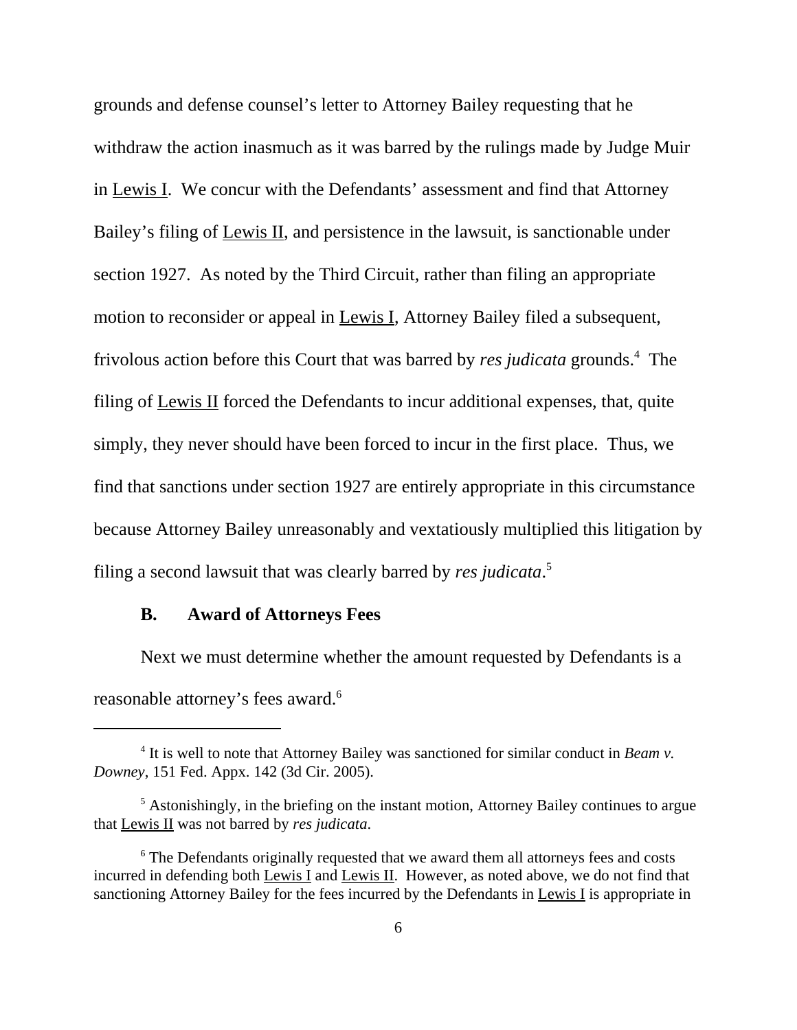grounds and defense counsel's letter to Attorney Bailey requesting that he withdraw the action inasmuch as it was barred by the rulings made by Judge Muir in Lewis I. We concur with the Defendants' assessment and find that Attorney Bailey's filing of Lewis II, and persistence in the lawsuit, is sanctionable under section 1927. As noted by the Third Circuit, rather than filing an appropriate motion to reconsider or appeal in Lewis I, Attorney Bailey filed a subsequent, frivolous action before this Court that was barred by *res judicata* grounds.[4] The filing of Lewis II forced the Defendants to incur additional expenses, that, quite simply, they never should have been forced to incur in the first place. Thus, we find that sanctions under section 1927 are entirely appropriate in this circumstance because Attorney Bailey unreasonably and vextatiously multiplied this litigation by filing a second lawsuit that was clearly barred by *res judicata*.[5]

### B. Award of Attorneys Fees

Next we must determine whether the amount requested by Defendants is a reasonable attorney's fees award.[6]

---

[4] It is well to note that Attorney Bailey was sanctioned for similar conduct in *Beam v. Downey*, 151 Fed. Appx. 142 (3d Cir. 2005).

[5] Astonishingly, in the briefing on the instant motion, Attorney Bailey continues to argue that Lewis II was not barred by *res judicata*.

[6] The Defendants originally requested that we award them all attorneys fees and costs incurred in defending both Lewis I and Lewis II. However, as noted above, we do not find that sanctioning Attorney Bailey for the fees incurred by the Defendants in Lewis I is appropriate in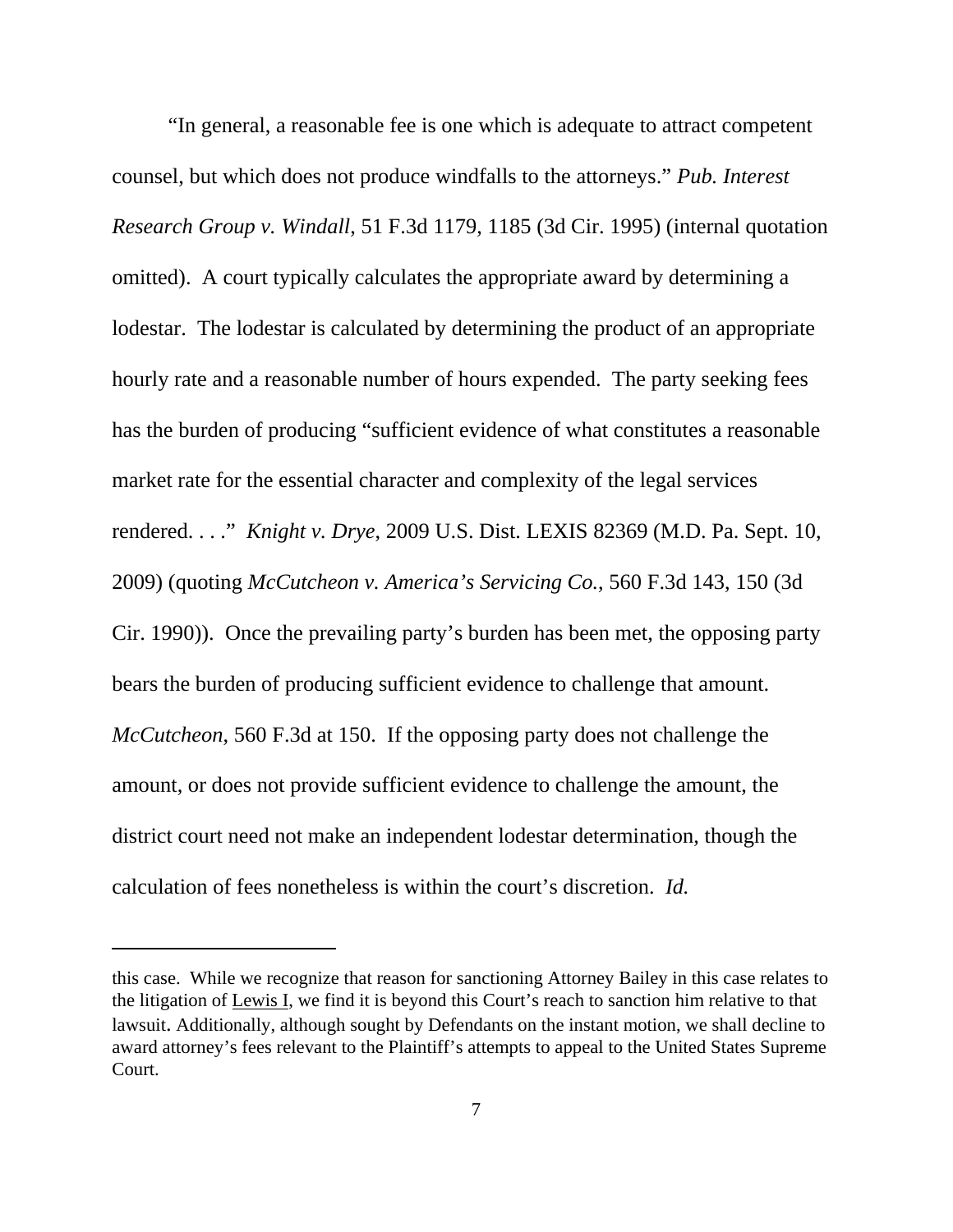"In general, a reasonable fee is one which is adequate to attract competent counsel, but which does not produce windfalls to the attorneys." *Pub. Interest Research Group v. Windall*, 51 F.3d 1179, 1185 (3d Cir. 1995) (internal quotation omitted). A court typically calculates the appropriate award by determining a lodestar. The lodestar is calculated by determining the product of an appropriate hourly rate and a reasonable number of hours expended. The party seeking fees has the burden of producing "sufficient evidence of what constitutes a reasonable market rate for the essential character and complexity of the legal services rendered. . . ." *Knight v. Drye*, 2009 U.S. Dist. LEXIS 82369 (M.D. Pa. Sept. 10, 2009) (quoting *McCutcheon v. America's Servicing Co.*, 560 F.3d 143, 150 (3d Cir. 1990)). Once the prevailing party's burden has been met, the opposing party bears the burden of producing sufficient evidence to challenge that amount. *McCutcheon*, 560 F.3d at 150. If the opposing party does not challenge the amount, or does not provide sufficient evidence to challenge the amount, the district court need not make an independent lodestar determination, though the calculation of fees nonetheless is within the court's discretion. *Id.*

---

this case. While we recognize that reason for sanctioning Attorney Bailey in this case relates to the litigation of Lewis I, we find it is beyond this Court's reach to sanction him relative to that lawsuit. Additionally, although sought by Defendants on the instant motion, we shall decline to award attorney's fees relevant to the Plaintiff's attempts to appeal to the United States Supreme Court.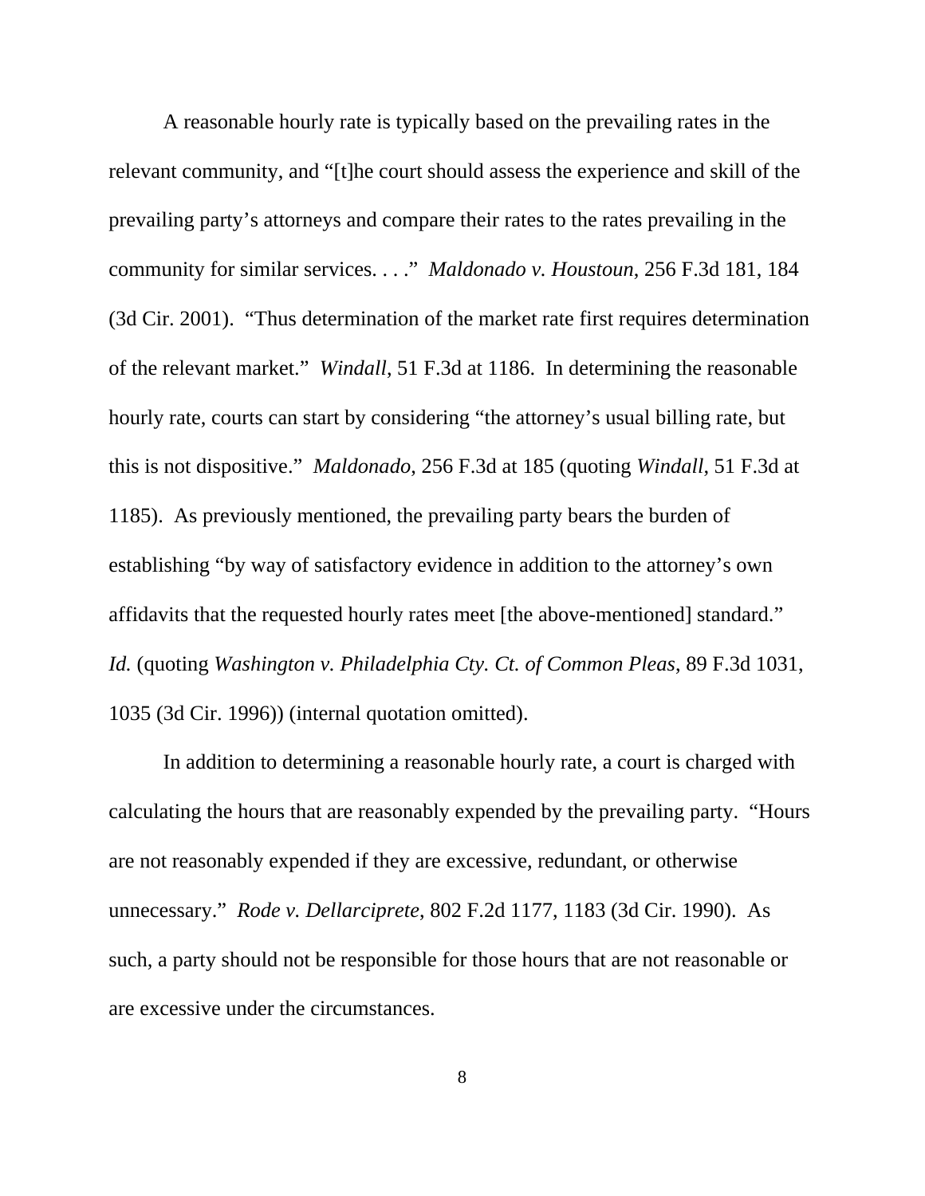A reasonable hourly rate is typically based on the prevailing rates in the relevant community, and "[t]he court should assess the experience and skill of the prevailing party's attorneys and compare their rates to the rates prevailing in the community for similar services. . . ." *Maldonado v. Houstoun*, 256 F.3d 181, 184 (3d Cir. 2001). "Thus determination of the market rate first requires determination of the relevant market." *Windall*, 51 F.3d at 1186. In determining the reasonable hourly rate, courts can start by considering "the attorney's usual billing rate, but this is not dispositive." *Maldonado*, 256 F.3d at 185 (quoting *Windall*, 51 F.3d at 1185). As previously mentioned, the prevailing party bears the burden of establishing "by way of satisfactory evidence in addition to the attorney's own affidavits that the requested hourly rates meet [the above-mentioned] standard." *Id.* (quoting *Washington v. Philadelphia Cty. Ct. of Common Pleas*, 89 F.3d 1031, 1035 (3d Cir. 1996)) (internal quotation omitted).

In addition to determining a reasonable hourly rate, a court is charged with calculating the hours that are reasonably expended by the prevailing party. "Hours are not reasonably expended if they are excessive, redundant, or otherwise unnecessary." *Rode v. Dellarciprete*, 802 F.2d 1177, 1183 (3d Cir. 1990). As such, a party should not be responsible for those hours that are not reasonable or are excessive under the circumstances.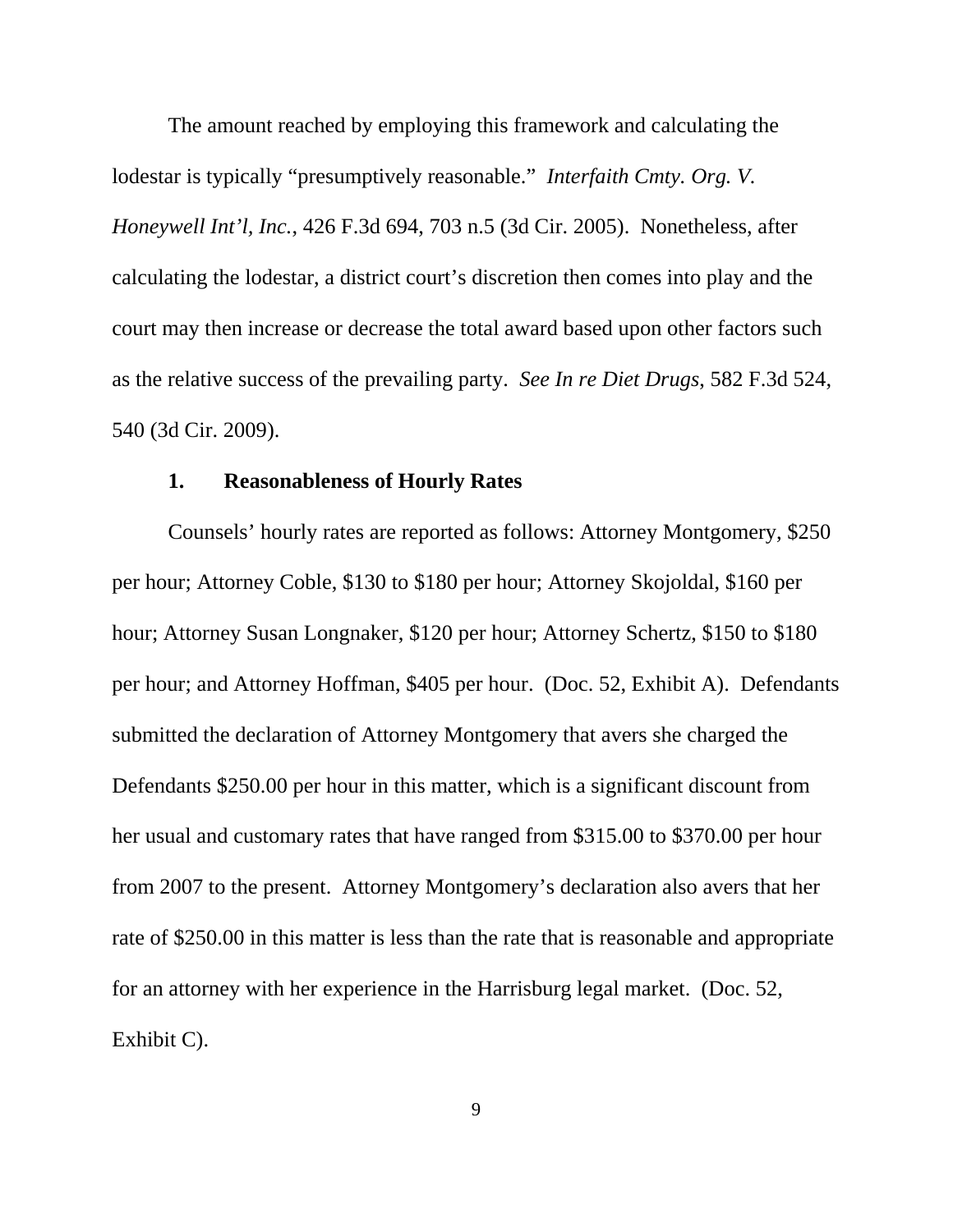The amount reached by employing this framework and calculating the lodestar is typically "presumptively reasonable." *Interfaith Cmty. Org. V. Honeywell Int'l, Inc.*, 426 F.3d 694, 703 n.5 (3d Cir. 2005). Nonetheless, after calculating the lodestar, a district court's discretion then comes into play and the court may then increase or decrease the total award based upon other factors such as the relative success of the prevailing party. *See In re Diet Drugs*, 582 F.3d 524, 540 (3d Cir. 2009).

**1. Reasonableness of Hourly Rates**

Counsels' hourly rates are reported as follows: Attorney Montgomery, $250 per hour; Attorney Coble, $130 to $180 per hour; Attorney Skojoldal, $160 per hour; Attorney Susan Longnaker, $120 per hour; Attorney Schertz, $150 to $180 per hour; and Attorney Hoffman, $405 per hour. (Doc. 52, Exhibit A). Defendants submitted the declaration of Attorney Montgomery that avers she charged the Defendants $250.00 per hour in this matter, which is a significant discount from her usual and customary rates that have ranged from $315.00 to $370.00 per hour from 2007 to the present. Attorney Montgomery's declaration also avers that her rate of $250.00 in this matter is less than the rate that is reasonable and appropriate for an attorney with her experience in the Harrisburg legal market. (Doc. 52, Exhibit C).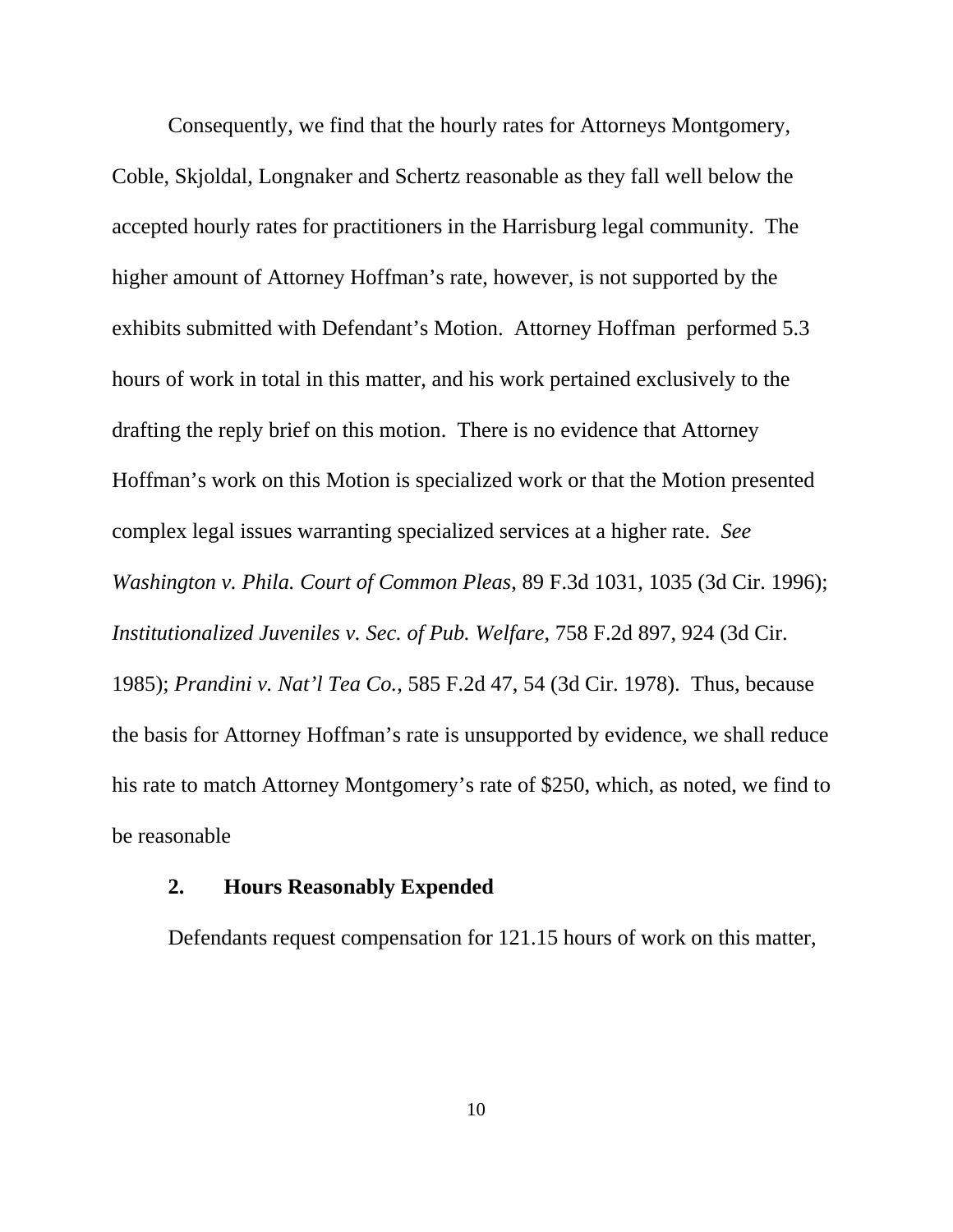Consequently, we find that the hourly rates for Attorneys Montgomery, Coble, Skjoldal, Longnaker and Schertz reasonable as they fall well below the accepted hourly rates for practitioners in the Harrisburg legal community. The higher amount of Attorney Hoffman's rate, however, is not supported by the exhibits submitted with Defendant's Motion. Attorney Hoffman performed 5.3 hours of work in total in this matter, and his work pertained exclusively to the drafting the reply brief on this motion. There is no evidence that Attorney Hoffman's work on this Motion is specialized work or that the Motion presented complex legal issues warranting specialized services at a higher rate. *See Washington v. Phila. Court of Common Pleas*, 89 F.3d 1031, 1035 (3d Cir. 1996); *Institutionalized Juveniles v. Sec. of Pub. Welfare*, 758 F.2d 897, 924 (3d Cir. 1985); *Prandini v. Nat'l Tea Co.*, 585 F.2d 47, 54 (3d Cir. 1978). Thus, because the basis for Attorney Hoffman's rate is unsupported by evidence, we shall reduce his rate to match Attorney Montgomery's rate of $250, which, as noted, we find to be reasonable

**2. Hours Reasonably Expended**

Defendants request compensation for 121.15 hours of work on this matter,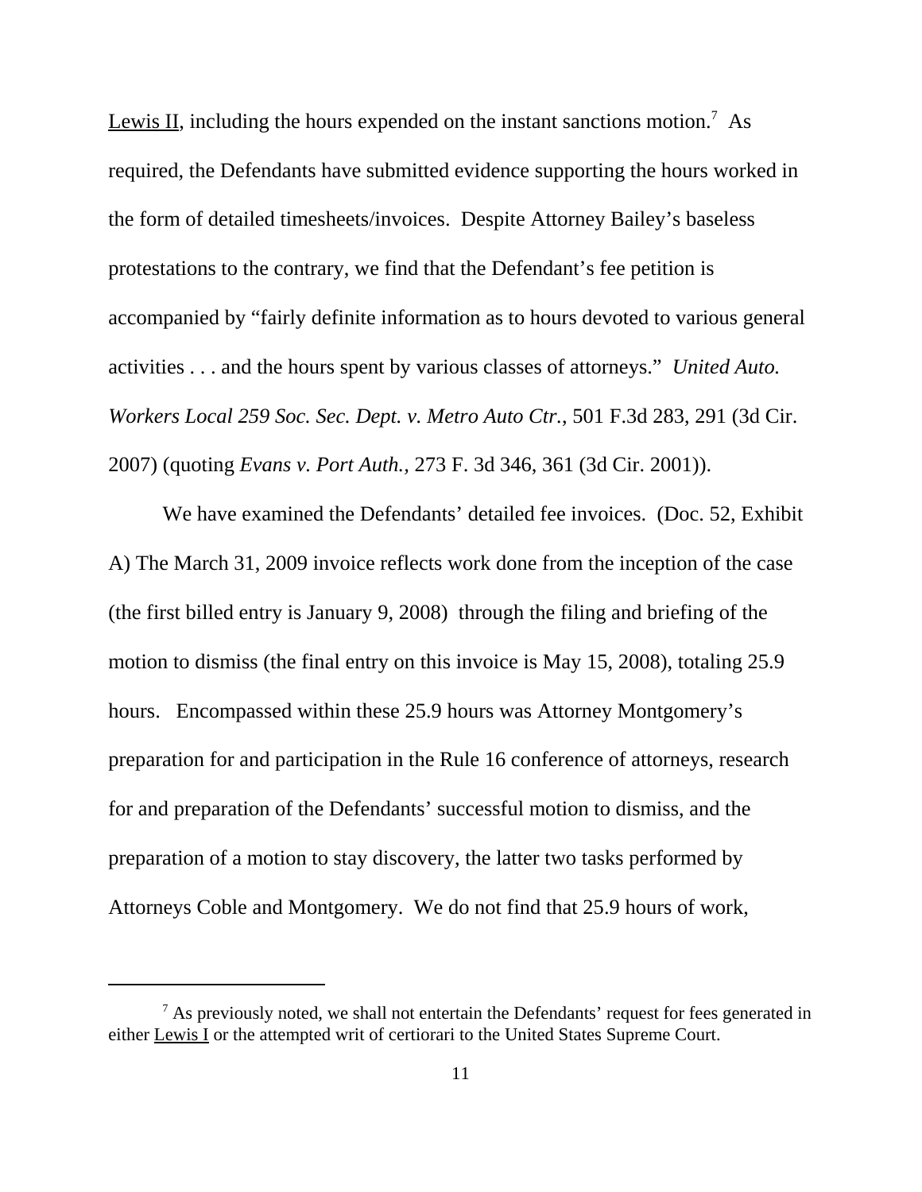Lewis II, including the hours expended on the instant sanctions motion.[7] As required, the Defendants have submitted evidence supporting the hours worked in the form of detailed timesheets/invoices. Despite Attorney Bailey's baseless protestations to the contrary, we find that the Defendant's fee petition is accompanied by "fairly definite information as to hours devoted to various general activities . . . and the hours spent by various classes of attorneys." *United Auto. Workers Local 259 Soc. Sec. Dept. v. Metro Auto Ctr.*, 501 F.3d 283, 291 (3d Cir. 2007) (quoting *Evans v. Port Auth.*, 273 F. 3d 346, 361 (3d Cir. 2001)).

We have examined the Defendants' detailed fee invoices. (Doc. 52, Exhibit A) The March 31, 2009 invoice reflects work done from the inception of the case (the first billed entry is January 9, 2008) through the filing and briefing of the motion to dismiss (the final entry on this invoice is May 15, 2008), totaling 25.9 hours. Encompassed within these 25.9 hours was Attorney Montgomery's preparation for and participation in the Rule 16 conference of attorneys, research for and preparation of the Defendants' successful motion to dismiss, and the preparation of a motion to stay discovery, the latter two tasks performed by Attorneys Coble and Montgomery. We do not find that 25.9 hours of work,

[7] As previously noted, we shall not entertain the Defendants' request for fees generated in either Lewis I or the attempted writ of certiorari to the United States Supreme Court.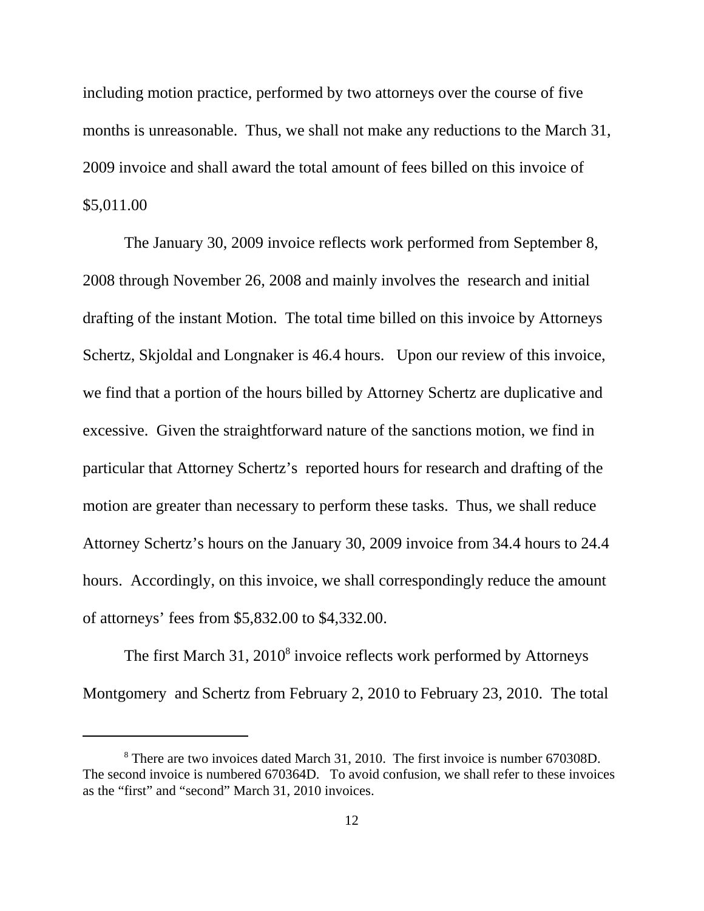including motion practice, performed by two attorneys over the course of five months is unreasonable. Thus, we shall not make any reductions to the March 31, 2009 invoice and shall award the total amount of fees billed on this invoice of $5,011.00

The January 30, 2009 invoice reflects work performed from September 8, 2008 through November 26, 2008 and mainly involves the research and initial drafting of the instant Motion. The total time billed on this invoice by Attorneys Schertz, Skjoldal and Longnaker is 46.4 hours. Upon our review of this invoice, we find that a portion of the hours billed by Attorney Schertz are duplicative and excessive. Given the straightforward nature of the sanctions motion, we find in particular that Attorney Schertz's reported hours for research and drafting of the motion are greater than necessary to perform these tasks. Thus, we shall reduce Attorney Schertz's hours on the January 30, 2009 invoice from 34.4 hours to 24.4 hours. Accordingly, on this invoice, we shall correspondingly reduce the amount of attorneys' fees from $5,832.00 to $4,332.00.

The first March 31, 2010[8] invoice reflects work performed by Attorneys Montgomery and Schertz from February 2, 2010 to February 23, 2010. The total

[8] There are two invoices dated March 31, 2010. The first invoice is number 670308D. The second invoice is numbered 670364D. To avoid confusion, we shall refer to these invoices as the "first" and "second" March 31, 2010 invoices.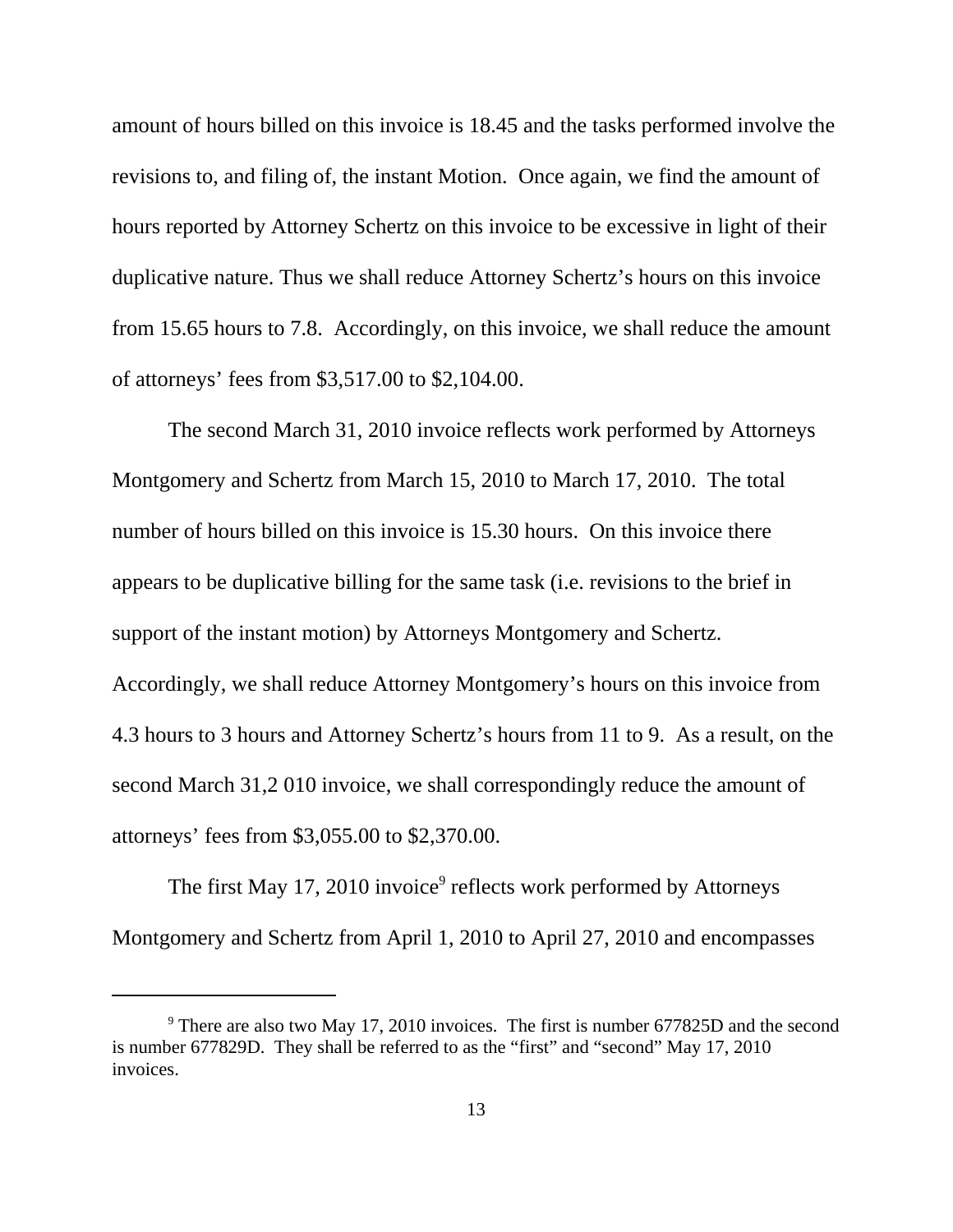amount of hours billed on this invoice is 18.45 and the tasks performed involve the revisions to, and filing of, the instant Motion. Once again, we find the amount of hours reported by Attorney Schertz on this invoice to be excessive in light of their duplicative nature. Thus we shall reduce Attorney Schertz's hours on this invoice from 15.65 hours to 7.8. Accordingly, on this invoice, we shall reduce the amount of attorneys' fees from $3,517.00 to $2,104.00.

The second March 31, 2010 invoice reflects work performed by Attorneys Montgomery and Schertz from March 15, 2010 to March 17, 2010. The total number of hours billed on this invoice is 15.30 hours. On this invoice there appears to be duplicative billing for the same task (i.e. revisions to the brief in support of the instant motion) by Attorneys Montgomery and Schertz. Accordingly, we shall reduce Attorney Montgomery's hours on this invoice from 4.3 hours to 3 hours and Attorney Schertz's hours from 11 to 9. As a result, on the second March 31,2 010 invoice, we shall correspondingly reduce the amount of attorneys' fees from $3,055.00 to $2,370.00.

The first May 17, 2010 invoice[9] reflects work performed by Attorneys Montgomery and Schertz from April 1, 2010 to April 27, 2010 and encompasses

[9] There are also two May 17, 2010 invoices. The first is number 677825D and the second is number 677829D. They shall be referred to as the "first" and "second" May 17, 2010 invoices.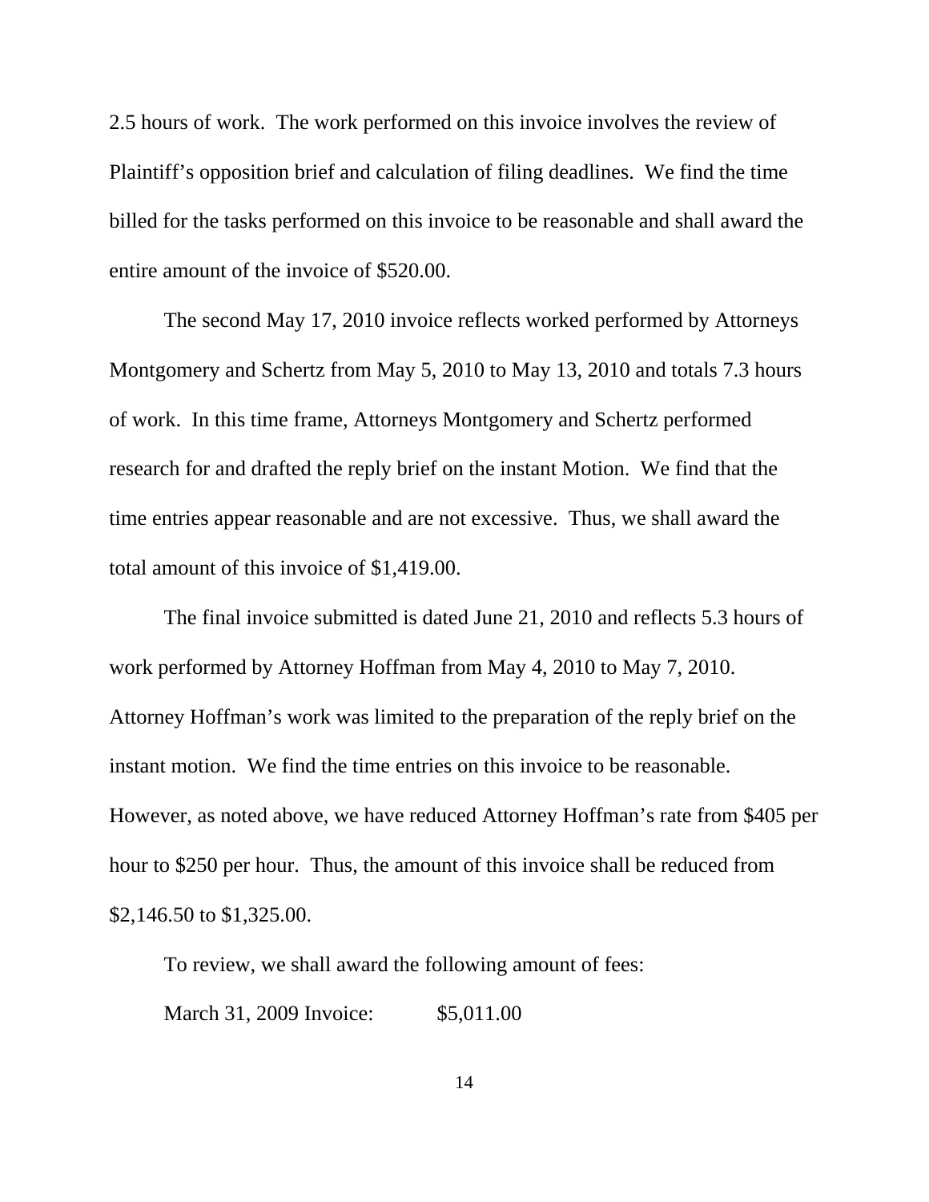2.5 hours of work. The work performed on this invoice involves the review of Plaintiff's opposition brief and calculation of filing deadlines. We find the time billed for the tasks performed on this invoice to be reasonable and shall award the entire amount of the invoice of $520.00.

The second May 17, 2010 invoice reflects worked performed by Attorneys Montgomery and Schertz from May 5, 2010 to May 13, 2010 and totals 7.3 hours of work. In this time frame, Attorneys Montgomery and Schertz performed research for and drafted the reply brief on the instant Motion. We find that the time entries appear reasonable and are not excessive. Thus, we shall award the total amount of this invoice of $1,419.00.

The final invoice submitted is dated June 21, 2010 and reflects 5.3 hours of work performed by Attorney Hoffman from May 4, 2010 to May 7, 2010. Attorney Hoffman's work was limited to the preparation of the reply brief on the instant motion. We find the time entries on this invoice to be reasonable. However, as noted above, we have reduced Attorney Hoffman's rate from $405 per hour to $250 per hour. Thus, the amount of this invoice shall be reduced from $2,146.50 to $1,325.00.

To review, we shall award the following amount of fees:

March 31, 2009 Invoice: $5,011.00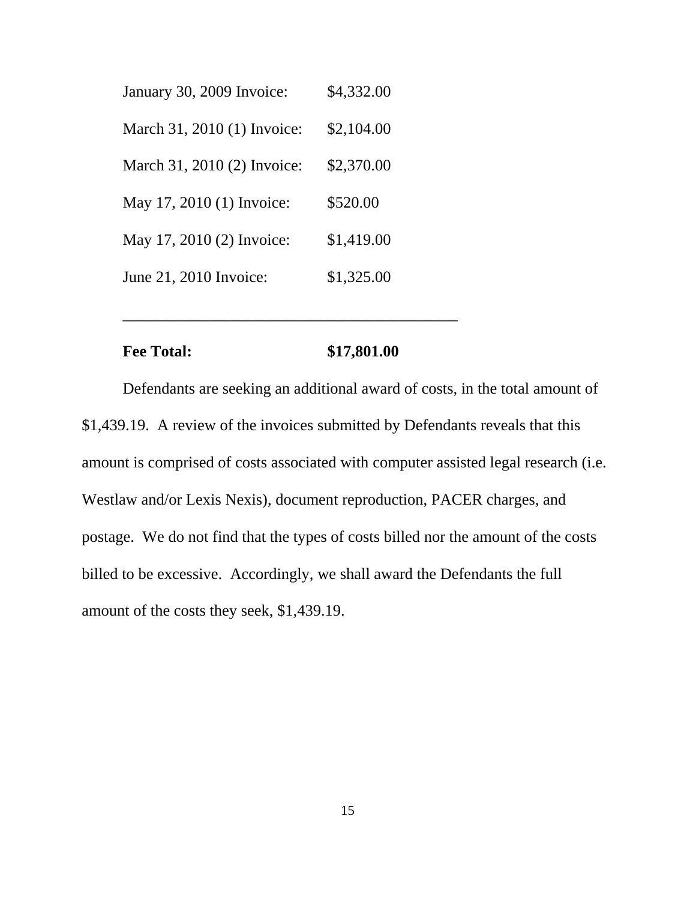| | |
|---|---|
| January 30, 2009 Invoice: | $4,332.00 |
| March 31, 2010 (1) Invoice: | $2,104.00 |
| March 31, 2010 (2) Invoice: | $2,370.00 |
| May 17, 2010 (1) Invoice: | $520.00 |
| May 17, 2010 (2) Invoice: | $1,419.00 |
| June 21, 2010 Invoice: | $1,325.00 |
| **Fee Total:** | **$17,801.00** |

Defendants are seeking an additional award of costs, in the total amount of $1,439.19. A review of the invoices submitted by Defendants reveals that this amount is comprised of costs associated with computer assisted legal research (i.e. Westlaw and/or Lexis Nexis), document reproduction, PACER charges, and postage. We do not find that the types of costs billed nor the amount of the costs billed to be excessive. Accordingly, we shall award the Defendants the full amount of the costs they seek, $1,439.19.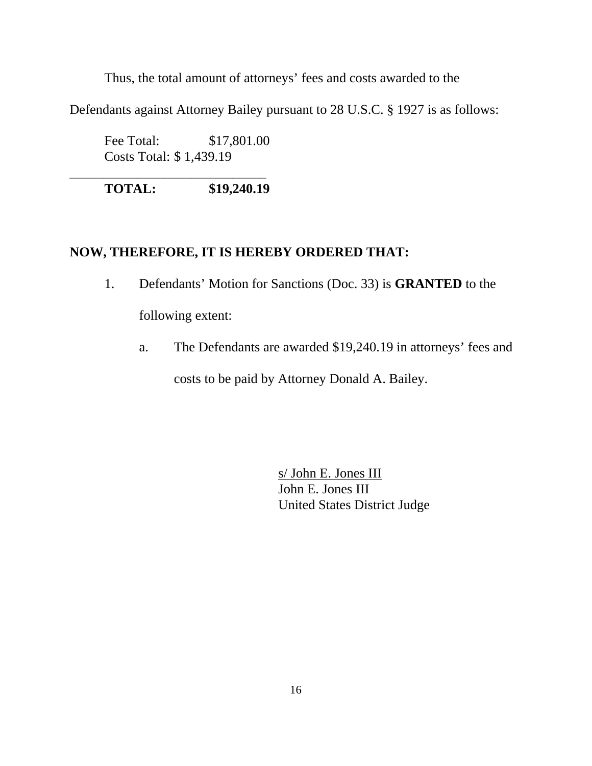Thus, the total amount of attorneys' fees and costs awarded to the Defendants against Attorney Bailey pursuant to 28 U.S.C. § 1927 is as follows:

Fee Total: $17,801.00
Costs Total: $ 1,439.19

______________________________

**TOTAL: $19,240.19**

**NOW, THEREFORE, IT IS HEREBY ORDERED THAT:**

1. Defendants' Motion for Sanctions (Doc. 33) is **GRANTED** to the following extent:

   a. The Defendants are awarded $19,240.19 in attorneys' fees and costs to be paid by Attorney Donald A. Bailey.

s/ John E. Jones III
John E. Jones III
United States District Judge